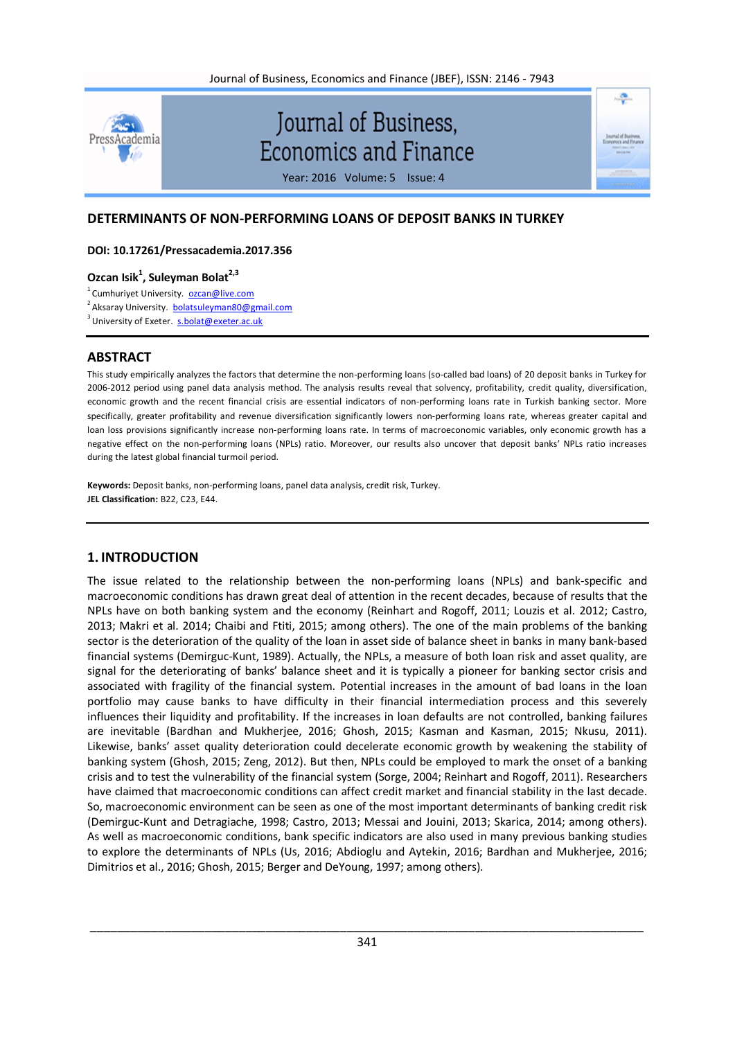# DETERMINANTS OF NON-PERFORMING LOANS OF DEPOSIT BANKS IN TURKEY

**DOI: 10.17261/Pressacademia.2017.356**

**Ozcan Isik[1], Suleyman Bolat[2,3]**

[1] Cumhuriyet University. ozcan@live.com

[2] Aksaray University. bolatsuleyman80@gmail.com

[3] University of Exeter. s.bolat@exeter.ac.uk

## ABSTRACT

This study empirically analyzes the factors that determine the non-performing loans (so-called bad loans) of 20 deposit banks in Turkey for 2006-2012 period using panel data analysis method. The analysis results reveal that solvency, profitability, credit quality, diversification, economic growth and the recent financial crisis are essential indicators of non-performing loans rate in Turkish banking sector. More specifically, greater profitability and revenue diversification significantly lowers non-performing loans rate, whereas greater capital and loan loss provisions significantly increase non-performing loans rate. In terms of macroeconomic variables, only economic growth has a negative effect on the non-performing loans (NPLs) ratio. Moreover, our results also uncover that deposit banks' NPLs ratio increases during the latest global financial turmoil period.

**Keywords:** Deposit banks, non-performing loans, panel data analysis, credit risk, Turkey.

**JEL Classification:** B22, C23, E44.

## 1. INTRODUCTION

The issue related to the relationship between the non-performing loans (NPLs) and bank-specific and macroeconomic conditions has drawn great deal of attention in the recent decades, because of results that the NPLs have on both banking system and the economy (Reinhart and Rogoff, 2011; Louzis et al. 2012; Castro, 2013; Makri et al. 2014; Chaibi and Ftiti, 2015; among others). The one of the main problems of the banking sector is the deterioration of the quality of the loan in asset side of balance sheet in banks in many bank-based financial systems (Demirguc-Kunt, 1989). Actually, the NPLs, a measure of both loan risk and asset quality, are signal for the deteriorating of banks' balance sheet and it is typically a pioneer for banking sector crisis and associated with fragility of the financial system. Potential increases in the amount of bad loans in the loan portfolio may cause banks to have difficulty in their financial intermediation process and this severely influences their liquidity and profitability. If the increases in loan defaults are not controlled, banking failures are inevitable (Bardhan and Mukherjee, 2016; Ghosh, 2015; Kasman and Kasman, 2015; Nkusu, 2011). Likewise, banks' asset quality deterioration could decelerate economic growth by weakening the stability of banking system (Ghosh, 2015; Zeng, 2012). But then, NPLs could be employed to mark the onset of a banking crisis and to test the vulnerability of the financial system (Sorge, 2004; Reinhart and Rogoff, 2011). Researchers have claimed that macroeconomic conditions can affect credit market and financial stability in the last decade. So, macroeconomic environment can be seen as one of the most important determinants of banking credit risk (Demirguc-Kunt and Detragiache, 1998; Castro, 2013; Messai and Jouini, 2013; Skarica, 2014; among others). As well as macroeconomic conditions, bank specific indicators are also used in many previous banking studies to explore the determinants of NPLs (Us, 2016; Abdioglu and Aytekin, 2016; Bardhan and Mukherjee, 2016; Dimitrios et al., 2016; Ghosh, 2015; Berger and DeYoung, 1997; among others).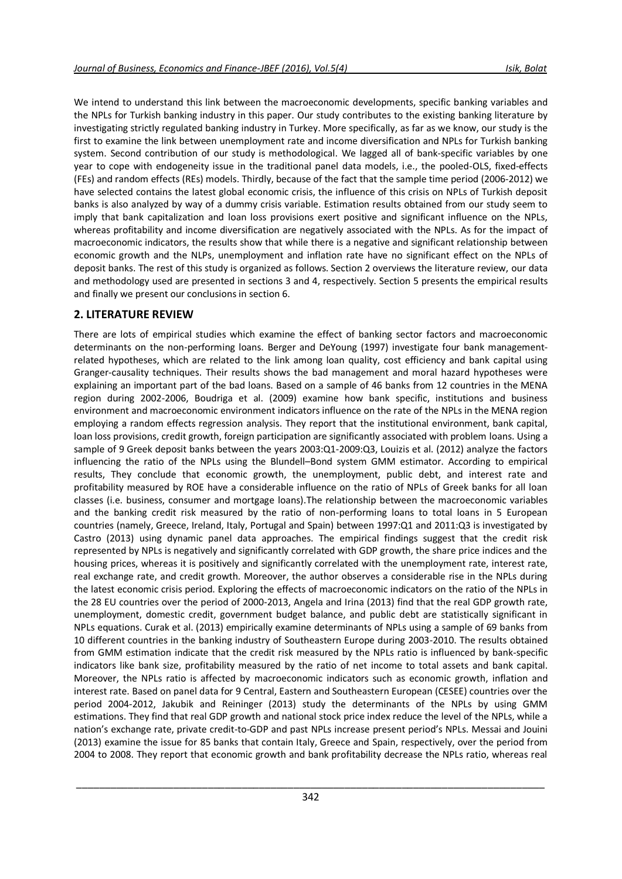We intend to understand this link between the macroeconomic developments, specific banking variables and the NPLs for Turkish banking industry in this paper. Our study contributes to the existing banking literature by investigating strictly regulated banking industry in Turkey. More specifically, as far as we know, our study is the first to examine the link between unemployment rate and income diversification and NPLs for Turkish banking system. Second contribution of our study is methodological. We lagged all of bank-specific variables by one year to cope with endogeneity issue in the traditional panel data models, i.e., the pooled-OLS, fixed-effects (FEs) and random effects (REs) models. Thirdly, because of the fact that the sample time period (2006-2012) we have selected contains the latest global economic crisis, the influence of this crisis on NPLs of Turkish deposit banks is also analyzed by way of a dummy crisis variable. Estimation results obtained from our study seem to imply that bank capitalization and loan loss provisions exert positive and significant influence on the NPLs, whereas profitability and income diversification are negatively associated with the NPLs. As for the impact of macroeconomic indicators, the results show that while there is a negative and significant relationship between economic growth and the NLPs, unemployment and inflation rate have no significant effect on the NPLs of deposit banks. The rest of this study is organized as follows. Section 2 overviews the literature review, our data and methodology used are presented in sections 3 and 4, respectively. Section 5 presents the empirical results and finally we present our conclusions in section 6.

## 2. LITERATURE REVIEW

There are lots of empirical studies which examine the effect of banking sector factors and macroeconomic determinants on the non-performing loans. Berger and DeYoung (1997) investigate four bank management-related hypotheses, which are related to the link among loan quality, cost efficiency and bank capital using Granger-causality techniques. Their results shows the bad management and moral hazard hypotheses were explaining an important part of the bad loans. Based on a sample of 46 banks from 12 countries in the MENA region during 2002-2006, Boudriga et al. (2009) examine how bank specific, institutions and business environment and macroeconomic environment indicators influence on the rate of the NPLs in the MENA region employing a random effects regression analysis. They report that the institutional environment, bank capital, loan loss provisions, credit growth, foreign participation are significantly associated with problem loans. Using a sample of 9 Greek deposit banks between the years 2003:Q1-2009:Q3, Louizis et al. (2012) analyze the factors influencing the ratio of the NPLs using the Blundell–Bond system GMM estimator. According to empirical results, They conclude that economic growth, the unemployment, public debt, and interest rate and profitability measured by ROE have a considerable influence on the ratio of NPLs of Greek banks for all loan classes (i.e. business, consumer and mortgage loans).The relationship between the macroeconomic variables and the banking credit risk represented by the ratio of non-performing loans to total loans in 5 European countries (namely, Greece, Ireland, Italy, Portugal and Spain) between 1997:Q1 and 2011:Q3 is investigated by Castro (2013) using dynamic panel data approaches. The empirical findings suggest that the credit risk represented by NPLs is negatively and significantly correlated with GDP growth, the share price indices and the housing prices, whereas it is positively and significantly correlated with the unemployment rate, interest rate, real exchange rate, and credit growth. Moreover, the author observes a considerable rise in the NPLs during the latest economic crisis period. Exploring the effects of macroeconomic indicators on the ratio of the NPLs in the 28 EU countries over the period of 2000-2013, Angela and Irina (2013) find that the real GDP growth rate, unemployment, domestic credit, government budget balance, and public debt are statistically significant in NPLs equations. Curak et al. (2013) empirically examine determinants of NPLs using a sample of 69 banks from 10 different countries in the banking industry of Southeastern Europe during 2003-2010. The results obtained from GMM estimation indicate that the credit risk measured by the NPLs ratio is influenced by bank-specific indicators like bank size, profitability measured by the ratio of net income to total assets and bank capital. Moreover, the NPLs ratio is affected by macroeconomic indicators such as economic growth, inflation and interest rate. Based on panel data for 9 Central, Eastern and Southeastern European (CESEE) countries over the period 2004-2012, Jakubik and Reininger (2013) study the determinants of the NPLs by using GMM estimations. They find that real GDP growth and national stock price index reduce the level of the NPLs, while a nation's exchange rate, private credit-to-GDP and past NPLs increase present period's NPLs. Messai and Jouini (2013) examine the issue for 85 banks that contain Italy, Greece and Spain, respectively, over the period from 2004 to 2008. They report that economic growth and bank profitability decrease the NPLs ratio, whereas real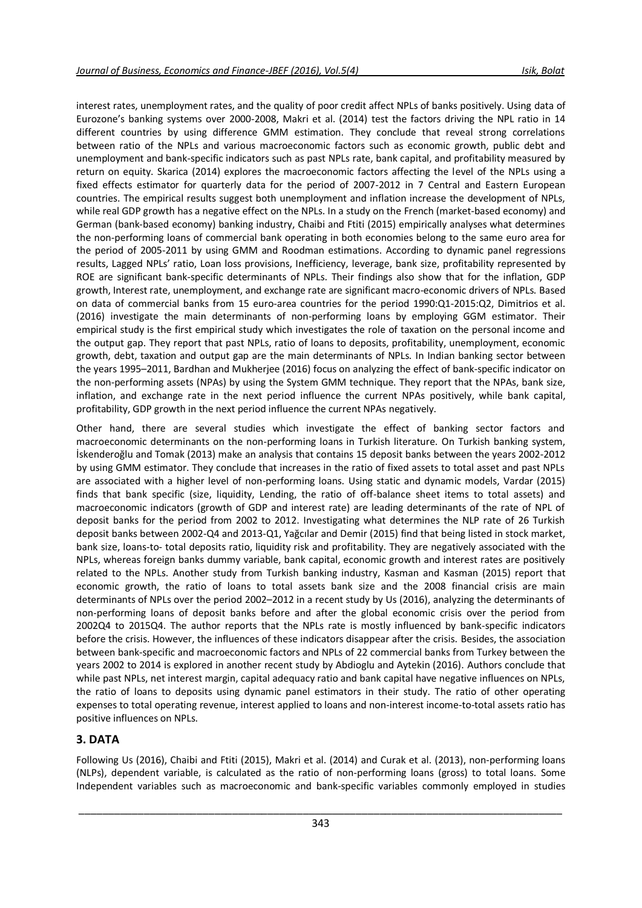interest rates, unemployment rates, and the quality of poor credit affect NPLs of banks positively. Using data of Eurozone's banking systems over 2000-2008, Makri et al. (2014) test the factors driving the NPL ratio in 14 different countries by using difference GMM estimation. They conclude that reveal strong correlations between ratio of the NPLs and various macroeconomic factors such as economic growth, public debt and unemployment and bank-specific indicators such as past NPLs rate, bank capital, and profitability measured by return on equity. Skarica (2014) explores the macroeconomic factors affecting the level of the NPLs using a fixed effects estimator for quarterly data for the period of 2007-2012 in 7 Central and Eastern European countries. The empirical results suggest both unemployment and inflation increase the development of NPLs, while real GDP growth has a negative effect on the NPLs. In a study on the French (market-based economy) and German (bank-based economy) banking industry, Chaibi and Ftiti (2015) empirically analyses what determines the non-performing loans of commercial bank operating in both economies belong to the same euro area for the period of 2005-2011 by using GMM and Roodman estimations. According to dynamic panel regressions results, Lagged NPLs' ratio, Loan loss provisions, Inefficiency, leverage, bank size, profitability represented by ROE are significant bank-specific determinants of NPLs. Their findings also show that for the inflation, GDP growth, Interest rate, unemployment, and exchange rate are significant macro-economic drivers of NPLs. Based on data of commercial banks from 15 euro-area countries for the period 1990:Q1-2015:Q2, Dimitrios et al. (2016) investigate the main determinants of non-performing loans by employing GGM estimator. Their empirical study is the first empirical study which investigates the role of taxation on the personal income and the output gap. They report that past NPLs, ratio of loans to deposits, profitability, unemployment, economic growth, debt, taxation and output gap are the main determinants of NPLs. In Indian banking sector between the years 1995–2011, Bardhan and Mukherjee (2016) focus on analyzing the effect of bank-specific indicator on the non-performing assets (NPAs) by using the System GMM technique. They report that the NPAs, bank size, inflation, and exchange rate in the next period influence the current NPAs positively, while bank capital, profitability, GDP growth in the next period influence the current NPAs negatively.

Other hand, there are several studies which investigate the effect of banking sector factors and macroeconomic determinants on the non-performing loans in Turkish literature. On Turkish banking system, İskenderoğlu and Tomak (2013) make an analysis that contains 15 deposit banks between the years 2002-2012 by using GMM estimator. They conclude that increases in the ratio of fixed assets to total asset and past NPLs are associated with a higher level of non-performing loans. Using static and dynamic models, Vardar (2015) finds that bank specific (size, liquidity, Lending, the ratio of off-balance sheet items to total assets) and macroeconomic indicators (growth of GDP and interest rate) are leading determinants of the rate of NPL of deposit banks for the period from 2002 to 2012. Investigating what determines the NLP rate of 26 Turkish deposit banks between 2002-Q4 and 2013-Q1, Yağcılar and Demir (2015) find that being listed in stock market, bank size, loans-to- total deposits ratio, liquidity risk and profitability. They are negatively associated with the NPLs, whereas foreign banks dummy variable, bank capital, economic growth and interest rates are positively related to the NPLs. Another study from Turkish banking industry, Kasman and Kasman (2015) report that economic growth, the ratio of loans to total assets bank size and the 2008 financial crisis are main determinants of NPLs over the period 2002–2012 in a recent study by Us (2016), analyzing the determinants of non-performing loans of deposit banks before and after the global economic crisis over the period from 2002Q4 to 2015Q4. The author reports that the NPLs rate is mostly influenced by bank-specific indicators before the crisis. However, the influences of these indicators disappear after the crisis. Besides, the association between bank-specific and macroeconomic factors and NPLs of 22 commercial banks from Turkey between the years 2002 to 2014 is explored in another recent study by Abdioglu and Aytekin (2016). Authors conclude that while past NPLs, net interest margin, capital adequacy ratio and bank capital have negative influences on NPLs, the ratio of loans to deposits using dynamic panel estimators in their study. The ratio of other operating expenses to total operating revenue, interest applied to loans and non-interest income-to-total assets ratio has positive influences on NPLs.

## 3. DATA

Following Us (2016), Chaibi and Ftiti (2015), Makri et al. (2014) and Curak et al. (2013), non-performing loans (NLPs), dependent variable, is calculated as the ratio of non-performing loans (gross) to total loans. Some Independent variables such as macroeconomic and bank-specific variables commonly employed in studies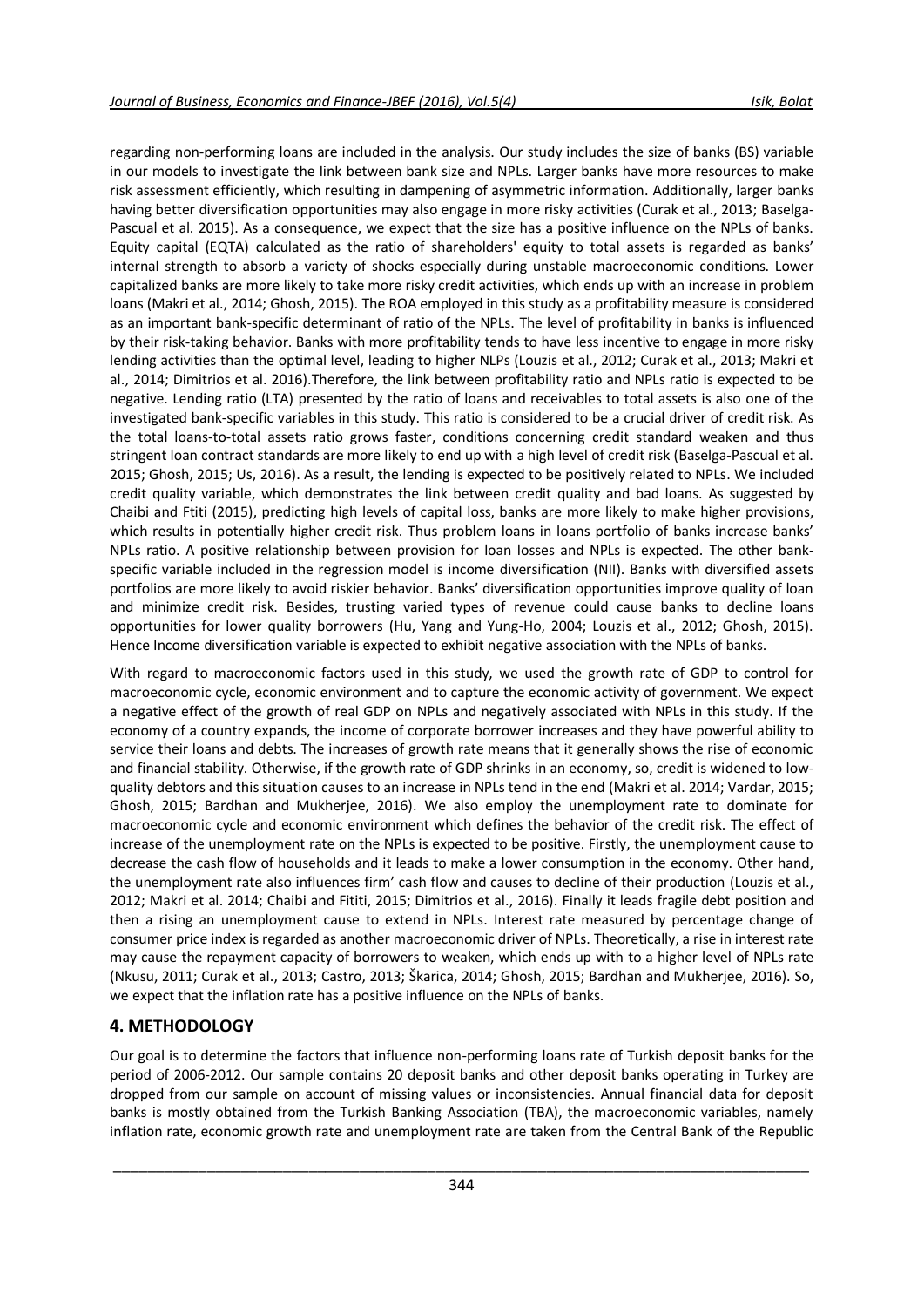regarding non-performing loans are included in the analysis. Our study includes the size of banks (BS) variable in our models to investigate the link between bank size and NPLs. Larger banks have more resources to make risk assessment efficiently, which resulting in dampening of asymmetric information. Additionally, larger banks having better diversification opportunities may also engage in more risky activities (Curak et al., 2013; Baselga-Pascual et al. 2015). As a consequence, we expect that the size has a positive influence on the NPLs of banks. Equity capital (EQTA) calculated as the ratio of shareholders' equity to total assets is regarded as banks' internal strength to absorb a variety of shocks especially during unstable macroeconomic conditions. Lower capitalized banks are more likely to take more risky credit activities, which ends up with an increase in problem loans (Makri et al., 2014; Ghosh, 2015). The ROA employed in this study as a profitability measure is considered as an important bank-specific determinant of ratio of the NPLs. The level of profitability in banks is influenced by their risk-taking behavior. Banks with more profitability tends to have less incentive to engage in more risky lending activities than the optimal level, leading to higher NLPs (Louzis et al., 2012; Curak et al., 2013; Makri et al., 2014; Dimitrios et al. 2016).Therefore, the link between profitability ratio and NPLs ratio is expected to be negative. Lending ratio (LTA) presented by the ratio of loans and receivables to total assets is also one of the investigated bank-specific variables in this study. This ratio is considered to be a crucial driver of credit risk. As the total loans-to-total assets ratio grows faster, conditions concerning credit standard weaken and thus stringent loan contract standards are more likely to end up with a high level of credit risk (Baselga-Pascual et al. 2015; Ghosh, 2015; Us, 2016). As a result, the lending is expected to be positively related to NPLs. We included credit quality variable, which demonstrates the link between credit quality and bad loans. As suggested by Chaibi and Ftiti (2015), predicting high levels of capital loss, banks are more likely to make higher provisions, which results in potentially higher credit risk. Thus problem loans in loans portfolio of banks increase banks' NPLs ratio. A positive relationship between provision for loan losses and NPLs is expected. The other bank-specific variable included in the regression model is income diversification (NII). Banks with diversified assets portfolios are more likely to avoid riskier behavior. Banks' diversification opportunities improve quality of loan and minimize credit risk. Besides, trusting varied types of revenue could cause banks to decline loans opportunities for lower quality borrowers (Hu, Yang and Yung-Ho, 2004; Louzis et al., 2012; Ghosh, 2015). Hence Income diversification variable is expected to exhibit negative association with the NPLs of banks.

With regard to macroeconomic factors used in this study, we used the growth rate of GDP to control for macroeconomic cycle, economic environment and to capture the economic activity of government. We expect a negative effect of the growth of real GDP on NPLs and negatively associated with NPLs in this study. If the economy of a country expands, the income of corporate borrower increases and they have powerful ability to service their loans and debts. The increases of growth rate means that it generally shows the rise of economic and financial stability. Otherwise, if the growth rate of GDP shrinks in an economy, so, credit is widened to low-quality debtors and this situation causes to an increase in NPLs tend in the end (Makri et al. 2014; Vardar, 2015; Ghosh, 2015; Bardhan and Mukherjee, 2016). We also employ the unemployment rate to dominate for macroeconomic cycle and economic environment which defines the behavior of the credit risk. The effect of increase of the unemployment rate on the NPLs is expected to be positive. Firstly, the unemployment cause to decrease the cash flow of households and it leads to make a lower consumption in the economy. Other hand, the unemployment rate also influences firm' cash flow and causes to decline of their production (Louzis et al., 2012; Makri et al. 2014; Chaibi and Fititi, 2015; Dimitrios et al., 2016). Finally it leads fragile debt position and then a rising an unemployment cause to extend in NPLs. Interest rate measured by percentage change of consumer price index is regarded as another macroeconomic driver of NPLs. Theoretically, a rise in interest rate may cause the repayment capacity of borrowers to weaken, which ends up with to a higher level of NPLs rate (Nkusu, 2011; Curak et al., 2013; Castro, 2013; Škarica, 2014; Ghosh, 2015; Bardhan and Mukherjee, 2016). So, we expect that the inflation rate has a positive influence on the NPLs of banks.

## 4. METHODOLOGY

Our goal is to determine the factors that influence non-performing loans rate of Turkish deposit banks for the period of 2006-2012. Our sample contains 20 deposit banks and other deposit banks operating in Turkey are dropped from our sample on account of missing values or inconsistencies. Annual financial data for deposit banks is mostly obtained from the Turkish Banking Association (TBA), the macroeconomic variables, namely inflation rate, economic growth rate and unemployment rate are taken from the Central Bank of the Republic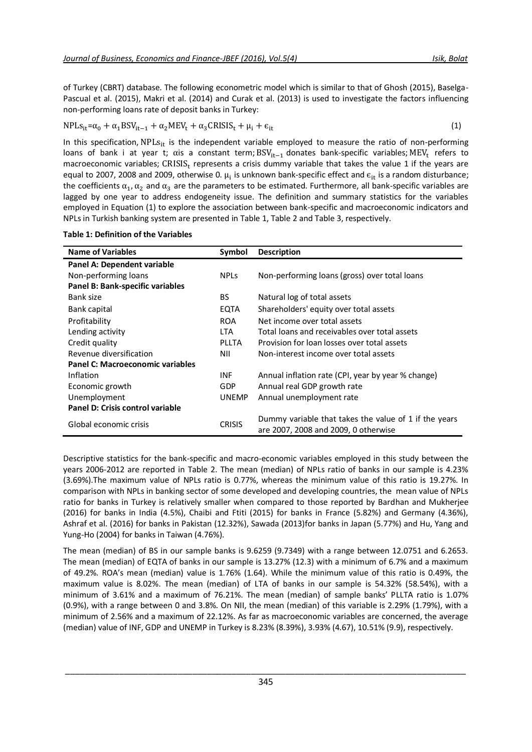of Turkey (CBRT) database. The following econometric model which is similar to that of Ghosh (2015), Baselga-Pascual et al. (2015), Makri et al. (2014) and Curak et al. (2013) is used to investigate the factors influencing non-performing loans rate of deposit banks in Turkey:

$$NPLs_{it}=\alpha_0 + \alpha_1 BSV_{it-1} + \alpha_2 MEV_t + \alpha_3 CRISIS_t + \mu_i + \epsilon_{it} \quad (1)$$

In this specification, $NPLs_{it}$ is the independent variable employed to measure the ratio of non-performing loans of bank i at year t; αis a constant term; $BSV_{it-1}$ donates bank-specific variables; $MEV_t$ refers to macroeconomic variables; $CRISIS_t$ represents a crisis dummy variable that takes the value 1 if the years are equal to 2007, 2008 and 2009, otherwise 0. $\mu_i$ is unknown bank-specific effect and $\epsilon_{it}$ is a random disturbance; the coefficients $\alpha_1$, $\alpha_2$ and $\alpha_3$ are the parameters to be estimated. Furthermore, all bank-specific variables are lagged by one year to address endogeneity issue. The definition and summary statistics for the variables employed in Equation (1) to explore the association between bank-specific and macroeconomic indicators and NPLs in Turkish banking system are presented in Table 1, Table 2 and Table 3, respectively.

**Table 1: Definition of the Variables**

| Name of Variables | Symbol | Description |
|---|---|---|
| **Panel A: Dependent variable** | | |
| Non-performing loans | NPLs | Non-performing loans (gross) over total loans |
| **Panel B: Bank-specific variables** | | |
| Bank size | BS | Natural log of total assets |
| Bank capital | EQTA | Shareholders' equity over total assets |
| Profitability | ROA | Net income over total assets |
| Lending activity | LTA | Total loans and receivables over total assets |
| Credit quality | PLLTA | Provision for loan losses over total assets |
| Revenue diversification | NII | Non-interest income over total assets |
| **Panel C: Macroeconomic variables** | | |
| Inflation | INF | Annual inflation rate (CPI, year by year % change) |
| Economic growth | GDP | Annual real GDP growth rate |
| Unemployment | UNEMP | Annual unemployment rate |
| **Panel D: Crisis control variable** | | |
| Global economic crisis | CRISIS | Dummy variable that takes the value of 1 if the years are 2007, 2008 and 2009, 0 otherwise |

Descriptive statistics for the bank-specific and macro-economic variables employed in this study between the years 2006-2012 are reported in Table 2. The mean (median) of NPLs ratio of banks in our sample is 4.23% (3.69%).The maximum value of NPLs ratio is 0.77%, whereas the minimum value of this ratio is 19.27%. In comparison with NPLs in banking sector of some developed and developing countries, the mean value of NPLs ratio for banks in Turkey is relatively smaller when compared to those reported by Bardhan and Mukherjee (2016) for banks in India (4.5%), Chaibi and Ftiti (2015) for banks in France (5.82%) and Germany (4.36%), Ashraf et al. (2016) for banks in Pakistan (12.32%), Sawada (2013)for banks in Japan (5.77%) and Hu, Yang and Yung-Ho (2004) for banks in Taiwan (4.76%).

The mean (median) of BS in our sample banks is 9.6259 (9.7349) with a range between 12.0751 and 6.2653. The mean (median) of EQTA of banks in our sample is 13.27% (12.3) with a minimum of 6.7% and a maximum of 49.2%. ROA's mean (median) value is 1.76% (1.64). While the minimum value of this ratio is 0.49%, the maximum value is 8.02%. The mean (median) of LTA of banks in our sample is 54.32% (58.54%), with a minimum of 3.61% and a maximum of 76.21%. The mean (median) of sample banks' PLLTA ratio is 1.07% (0.9%), with a range between 0 and 3.8%. On NII, the mean (median) of this variable is 2.29% (1.79%), with a minimum of 2.56% and a maximum of 22.12%. As far as macroeconomic variables are concerned, the average (median) value of INF, GDP and UNEMP in Turkey is 8.23% (8.39%), 3.93% (4.67), 10.51% (9.9), respectively.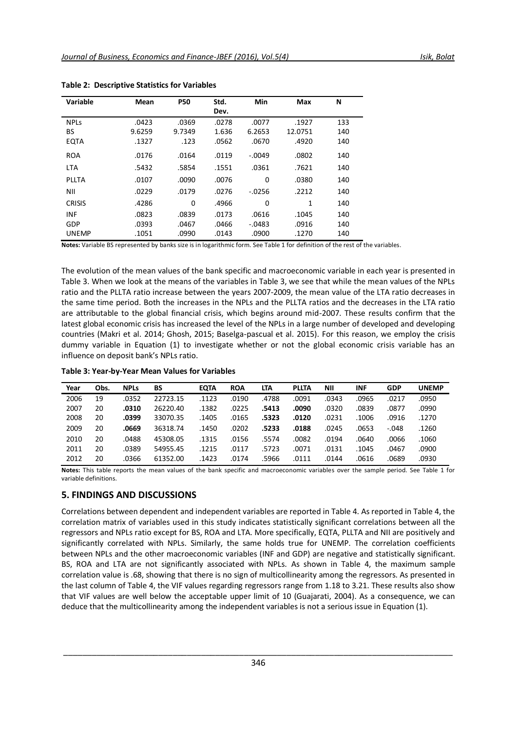**Table 2: Descriptive Statistics for Variables**

| Variable | Mean | P50 | Std. Dev. | Min | Max | N |
|---|---|---|---|---|---|---|
| NPLs | .0423 | .0369 | .0278 | .0077 | .1927 | 133 |
| BS | 9.6259 | 9.7349 | 1.636 | 6.2653 | 12.0751 | 140 |
| EQTA | .1327 | .123 | .0562 | .0670 | .4920 | 140 |
| ROA | .0176 | .0164 | .0119 | -.0049 | .0802 | 140 |
| LTA | .5432 | .5854 | .1551 | .0361 | .7621 | 140 |
| PLLTA | .0107 | .0090 | .0076 | 0 | .0380 | 140 |
| NII | .0229 | .0179 | .0276 | -.0256 | .2212 | 140 |
| CRISIS | .4286 | 0 | .4966 | 0 | 1 | 140 |
| INF | .0823 | .0839 | .0173 | .0616 | .1045 | 140 |
| GDP | .0393 | .0467 | .0466 | -.0483 | .0916 | 140 |
| UNEMP | .1051 | .0990 | .0143 | .0900 | .1270 | 140 |

**Notes:** Variable BS represented by banks size is in logarithmic form. See Table 1 for definition of the rest of the variables.

The evolution of the mean values of the bank specific and macroeconomic variable in each year is presented in Table 3. When we look at the means of the variables in Table 3, we see that while the mean values of the NPLs ratio and the PLLTA ratio increase between the years 2007-2009, the mean value of the LTA ratio decreases in the same time period. Both the increases in the NPLs and the PLLTA ratios and the decreases in the LTA ratio are attributable to the global financial crisis, which begins around mid-2007. These results confirm that the latest global economic crisis has increased the level of the NPLs in a large number of developed and developing countries (Makri et al. 2014; Ghosh, 2015; Baselga-pascual et al. 2015). For this reason, we employ the crisis dummy variable in Equation (1) to investigate whether or not the global economic crisis variable has an influence on deposit bank's NPLs ratio.

**Table 3: Year-by-Year Mean Values for Variables**

| Year | Obs. | NPLs | BS | EQTA | ROA | LTA | PLLTA | NII | INF | GDP | UNEMP |
|---|---|---|---|---|---|---|---|---|---|---|---|
| 2006 | 19 | .0352 | 22723.15 | .1123 | .0190 | .4788 | .0091 | .0343 | .0965 | .0217 | .0950 |
| 2007 | 20 | **.0310** | 26220.40 | .1382 | .0225 | **.5413** | **.0090** | .0320 | .0839 | .0877 | .0990 |
| 2008 | 20 | **.0399** | 33070.35 | .1405 | .0165 | **.5323** | **.0120** | .0231 | .1006 | .0916 | .1270 |
| 2009 | 20 | **.0669** | 36318.74 | .1450 | .0202 | **.5233** | **.0188** | .0245 | .0653 | -.048 | .1260 |
| 2010 | 20 | .0488 | 45308.05 | .1315 | .0156 | .5574 | .0082 | .0194 | .0640 | .0066 | .1060 |
| 2011 | 20 | .0389 | 54955.45 | .1215 | .0117 | .5723 | .0071 | .0131 | .1045 | .0467 | .0900 |
| 2012 | 20 | .0366 | 61352.00 | .1423 | .0174 | .5966 | .0111 | .0144 | .0616 | .0689 | .0930 |

**Notes:** This table reports the mean values of the bank specific and macroeconomic variables over the sample period. See Table 1 for variable definitions.

## 5. FINDINGS AND DISCUSSIONS

Correlations between dependent and independent variables are reported in Table 4. As reported in Table 4, the correlation matrix of variables used in this study indicates statistically significant correlations between all the regressors and NPLs ratio except for BS, ROA and LTA. More specifically, EQTA, PLLTA and NII are positively and significantly correlated with NPLs. Similarly, the same holds true for UNEMP. The correlation coefficients between NPLs and the other macroeconomic variables (INF and GDP) are negative and statistically significant. BS, ROA and LTA are not significantly associated with NPLs. As shown in Table 4, the maximum sample correlation value is .68, showing that there is no sign of multicollinearity among the regressors. As presented in the last column of Table 4, the VIF values regarding regressors range from 1.18 to 3.21. These results also show that VIF values are well below the acceptable upper limit of 10 (Guajarati, 2004). As a consequence, we can deduce that the multicollinearity among the independent variables is not a serious issue in Equation (1).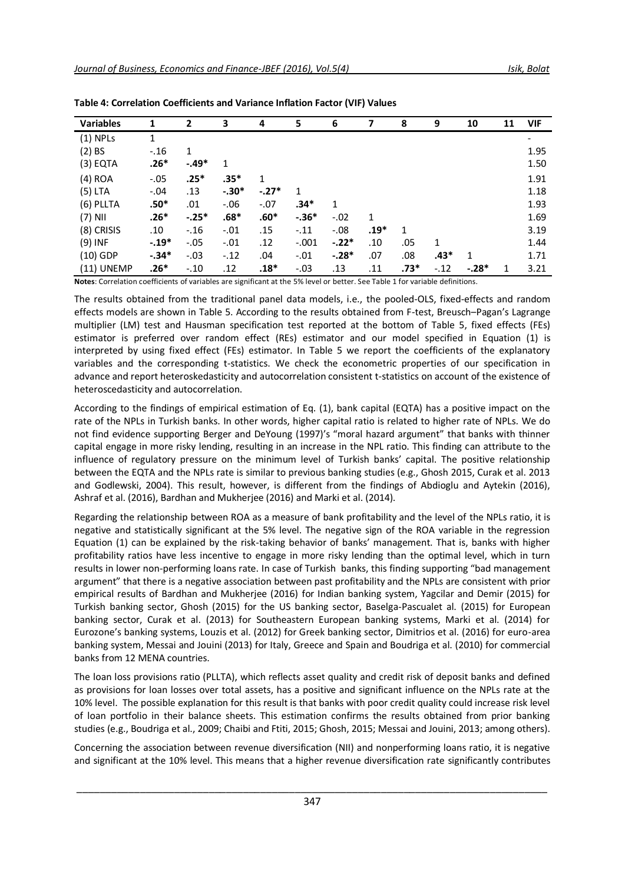**Table 4: Correlation Coefficients and Variance Inflation Factor (VIF) Values**

| Variables | 1 | 2 | 3 | 4 | 5 | 6 | 7 | 8 | 9 | 10 | 11 | VIF |
|---|---|---|---|---|---|---|---|---|---|---|---|---|
| (1) NPLs | 1 | | | | | | | | | | | - |
| (2) BS | -.16 | 1 | | | | | | | | | | 1.95 |
| (3) EQTA | **.26*** | **-.49*** | 1 | | | | | | | | | 1.50 |
| (4) ROA | -.05 | **.25*** | **.35*** | 1 | | | | | | | | 1.91 |
| (5) LTA | -.04 | .13 | **-.30*** | **-.27*** | 1 | | | | | | | 1.18 |
| (6) PLLTA | **.50*** | .01 | -.06 | -.07 | **.34*** | 1 | | | | | | 1.93 |
| (7) NII | **.26*** | **-.25*** | **.68*** | **.60*** | **-.36*** | -.02 | 1 | | | | | 1.69 |
| (8) CRISIS | .10 | -.16 | -.01 | .15 | -.11 | -.08 | **.19*** | 1 | | | | 3.19 |
| (9) INF | **-.19*** | -.05 | -.01 | .12 | -.001 | **-.22*** | .10 | .05 | 1 | | | 1.44 |
| (10) GDP | **-.34*** | -.03 | -.12 | .04 | -.01 | **-.28*** | .07 | .08 | **.43*** | 1 | | 1.71 |
| (11) UNEMP | **.26*** | -.10 | .12 | **.18*** | -.03 | .13 | .11 | **.73*** | -.12 | **-.28*** | 1 | 3.21 |

**Notes**: Correlation coefficients of variables are significant at the 5% level or better. See Table 1 for variable definitions.

The results obtained from the traditional panel data models, i.e., the pooled-OLS, fixed-effects and random effects models are shown in Table 5. According to the results obtained from F-test, Breusch–Pagan's Lagrange multiplier (LM) test and Hausman specification test reported at the bottom of Table 5, fixed effects (FEs) estimator is preferred over random effect (REs) estimator and our model specified in Equation (1) is interpreted by using fixed effect (FEs) estimator. In Table 5 we report the coefficients of the explanatory variables and the corresponding t-statistics. We check the econometric properties of our specification in advance and report heteroskedasticity and autocorrelation consistent t-statistics on account of the existence of heteroscedasticity and autocorrelation.

According to the findings of empirical estimation of Eq. (1), bank capital (EQTA) has a positive impact on the rate of the NPLs in Turkish banks. In other words, higher capital ratio is related to higher rate of NPLs. We do not find evidence supporting Berger and DeYoung (1997)'s "moral hazard argument" that banks with thinner capital engage in more risky lending, resulting in an increase in the NPL ratio. This finding can attribute to the influence of regulatory pressure on the minimum level of Turkish banks' capital. The positive relationship between the EQTA and the NPLs rate is similar to previous banking studies (e.g., Ghosh 2015, Curak et al. 2013 and Godlewski, 2004). This result, however, is different from the findings of Abdioglu and Aytekin (2016), Ashraf et al. (2016), Bardhan and Mukherjee (2016) and Marki et al. (2014).

Regarding the relationship between ROA as a measure of bank profitability and the level of the NPLs ratio, it is negative and statistically significant at the 5% level. The negative sign of the ROA variable in the regression Equation (1) can be explained by the risk-taking behavior of banks' management. That is, banks with higher profitability ratios have less incentive to engage in more risky lending than the optimal level, which in turn results in lower non-performing loans rate. In case of Turkish banks, this finding supporting "bad management argument" that there is a negative association between past profitability and the NPLs are consistent with prior empirical results of Bardhan and Mukherjee (2016) for Indian banking system, Yagcilar and Demir (2015) for Turkish banking sector, Ghosh (2015) for the US banking sector, Baselga-Pascualet al. (2015) for European banking sector, Curak et al. (2013) for Southeastern European banking systems, Marki et al. (2014) for Eurozone's banking systems, Louzis et al. (2012) for Greek banking sector, Dimitrios et al. (2016) for euro-area banking system, Messai and Jouini (2013) for Italy, Greece and Spain and Boudriga et al. (2010) for commercial banks from 12 MENA countries.

The loan loss provisions ratio (PLLTA), which reflects asset quality and credit risk of deposit banks and defined as provisions for loan losses over total assets, has a positive and significant influence on the NPLs rate at the 10% level. The possible explanation for this result is that banks with poor credit quality could increase risk level of loan portfolio in their balance sheets. This estimation confirms the results obtained from prior banking studies (e.g., Boudriga et al., 2009; Chaibi and Ftiti, 2015; Ghosh, 2015; Messai and Jouini, 2013; among others).

Concerning the association between revenue diversification (NII) and nonperforming loans ratio, it is negative and significant at the 10% level. This means that a higher revenue diversification rate significantly contributes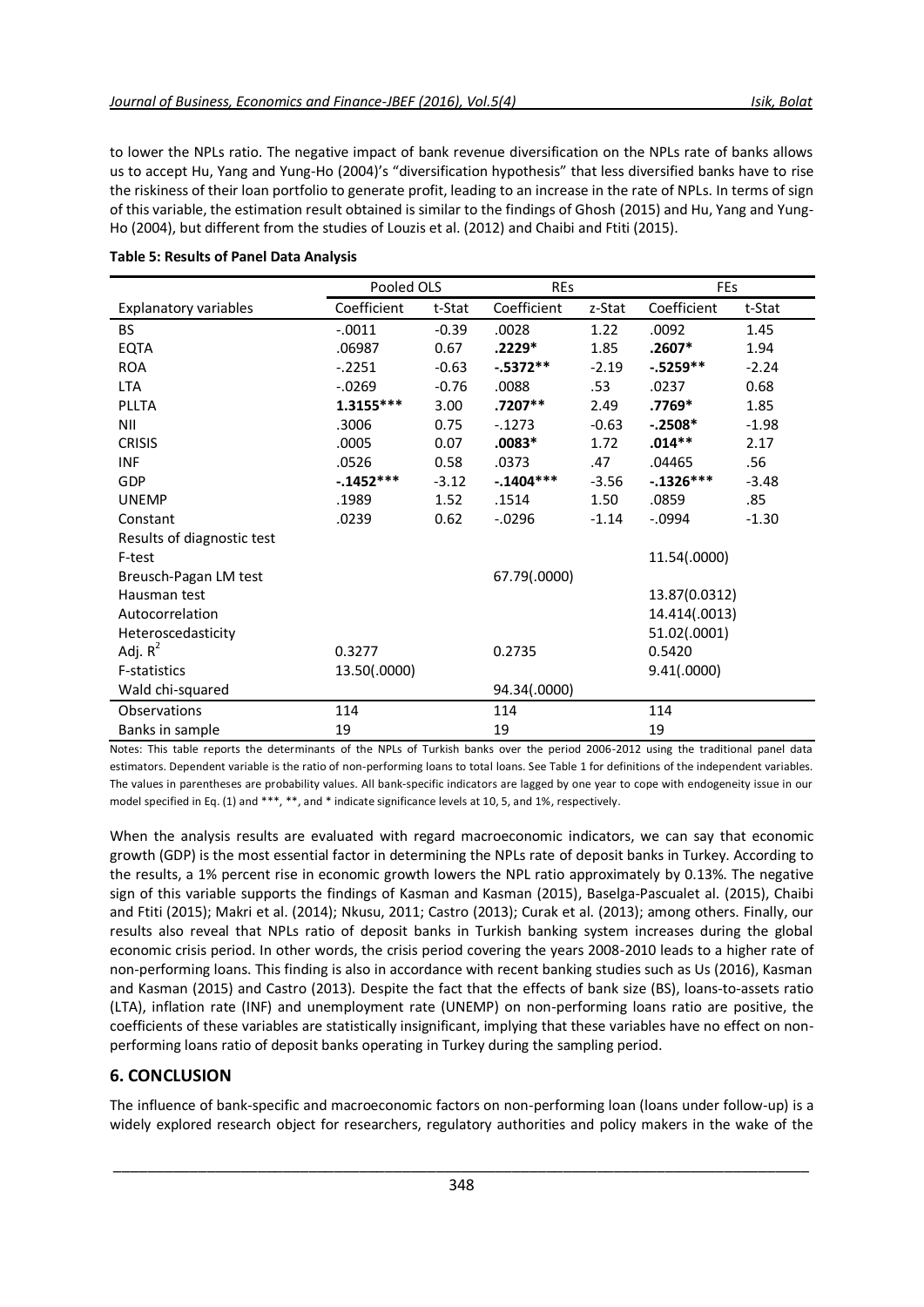to lower the NPLs ratio. The negative impact of bank revenue diversification on the NPLs rate of banks allows us to accept Hu, Yang and Yung-Ho (2004)'s "diversification hypothesis" that less diversified banks have to rise the riskiness of their loan portfolio to generate profit, leading to an increase in the rate of NPLs. In terms of sign of this variable, the estimation result obtained is similar to the findings of Ghosh (2015) and Hu, Yang and Yung-Ho (2004), but different from the studies of Louzis et al. (2012) and Chaibi and Ftiti (2015).

**Table 5: Results of Panel Data Analysis**

| | Pooled OLS | | REs | | FEs | |
|---|---|---|---|---|---|---|
| Explanatory variables | Coefficient | t-Stat | Coefficient | z-Stat | Coefficient | t-Stat |
| BS | -.0011 | -0.39 | .0028 | 1.22 | .0092 | 1.45 |
| EQTA | .06987 | 0.67 | **.2229*** | 1.85 | **.2607*** | 1.94 |
| ROA | -.2251 | -0.63 | **-.5372**** | -2.19 | **-.5259**** | -2.24 |
| LTA | -.0269 | -0.76 | .0088 | .53 | .0237 | 0.68 |
| PLLTA | **1.3155***** | 3.00 | **.7207**** | 2.49 | **.7769*** | 1.85 |
| NII | .3006 | 0.75 | -.1273 | -0.63 | **-.2508*** | -1.98 |
| CRISIS | .0005 | 0.07 | **.0083*** | 1.72 | **.014**** | 2.17 |
| INF | .0526 | 0.58 | .0373 | .47 | .04465 | .56 |
| GDP | **-.1452***** | -3.12 | **-.1404***** | -3.56 | **-.1326***** | -3.48 |
| UNEMP | .1989 | 1.52 | .1514 | 1.50 | .0859 | .85 |
| Constant | .0239 | 0.62 | -.0296 | -1.14 | -.0994 | -1.30 |
| Results of diagnostic test | | | | | | |
| F-test | | | | | 11.54(.0000) | |
| Breusch-Pagan LM test | | | 67.79(.0000) | | | |
| Hausman test | | | | | 13.87(0.0312) | |
| Autocorrelation | | | | | 14.414(.0013) | |
| Heteroscedasticity | | | | | 51.02(.0001) | |
| Adj. $R^2$ | 0.3277 | | 0.2735 | | 0.5420 | |
| F-statistics | 13.50(.0000) | | | | 9.41(.0000) | |
| Wald chi-squared | | | 94.34(.0000) | | | |
| Observations | 114 | | 114 | | 114 | |
| Banks in sample | 19 | | 19 | | 19 | |

Notes: This table reports the determinants of the NPLs of Turkish banks over the period 2006-2012 using the traditional panel data estimators. Dependent variable is the ratio of non-performing loans to total loans. See Table 1 for definitions of the independent variables. The values in parentheses are probability values. All bank-specific indicators are lagged by one year to cope with endogeneity issue in our model specified in Eq. (1) and ***, **, and * indicate significance levels at 10, 5, and 1%, respectively.

When the analysis results are evaluated with regard macroeconomic indicators, we can say that economic growth (GDP) is the most essential factor in determining the NPLs rate of deposit banks in Turkey. According to the results, a 1% percent rise in economic growth lowers the NPL ratio approximately by 0.13%. The negative sign of this variable supports the findings of Kasman and Kasman (2015), Baselga-Pascualet al. (2015), Chaibi and Ftiti (2015); Makri et al. (2014); Nkusu, 2011; Castro (2013); Curak et al. (2013); among others. Finally, our results also reveal that NPLs ratio of deposit banks in Turkish banking system increases during the global economic crisis period. In other words, the crisis period covering the years 2008-2010 leads to a higher rate of non-performing loans. This finding is also in accordance with recent banking studies such as Us (2016), Kasman and Kasman (2015) and Castro (2013). Despite the fact that the effects of bank size (BS), loans-to-assets ratio (LTA), inflation rate (INF) and unemployment rate (UNEMP) on non-performing loans ratio are positive, the coefficients of these variables are statistically insignificant, implying that these variables have no effect on non-performing loans ratio of deposit banks operating in Turkey during the sampling period.

## 6. CONCLUSION

The influence of bank-specific and macroeconomic factors on non-performing loan (loans under follow-up) is a widely explored research object for researchers, regulatory authorities and policy makers in the wake of the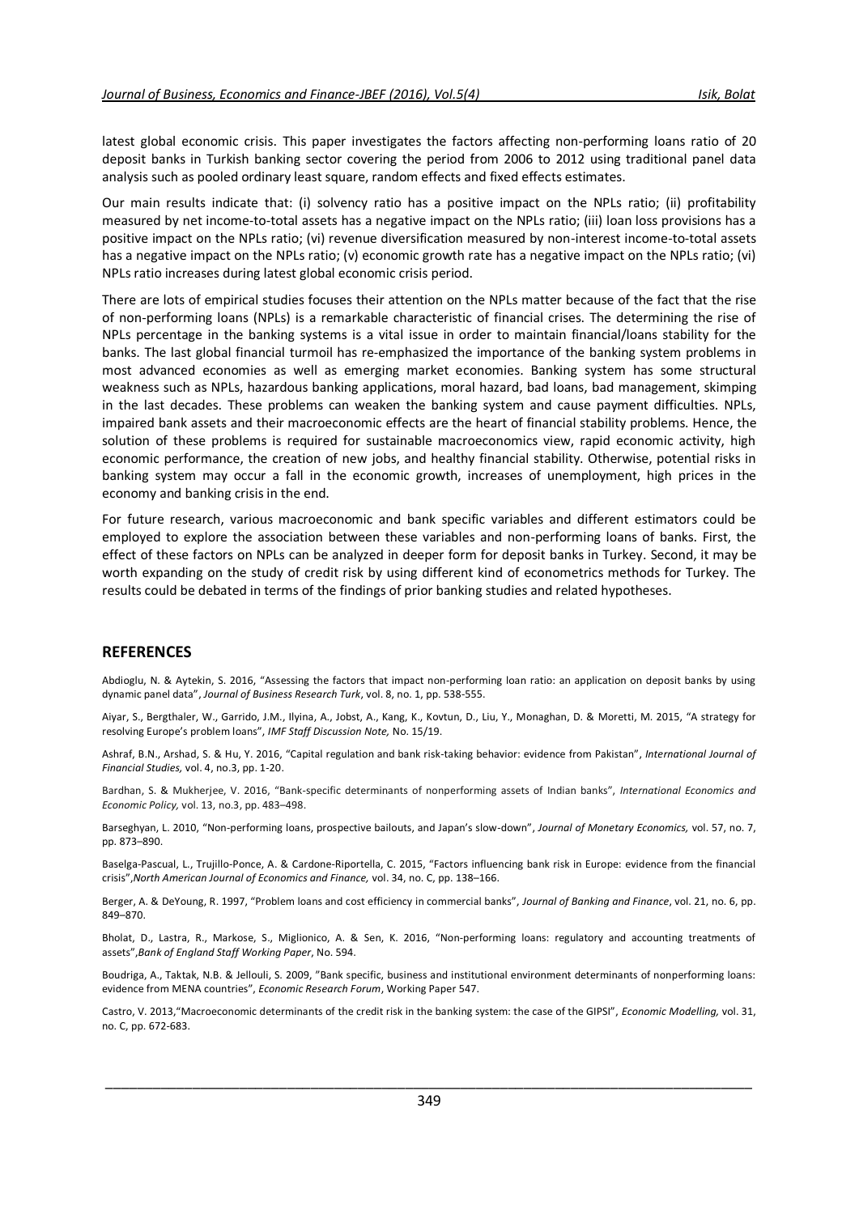latest global economic crisis. This paper investigates the factors affecting non-performing loans ratio of 20 deposit banks in Turkish banking sector covering the period from 2006 to 2012 using traditional panel data analysis such as pooled ordinary least square, random effects and fixed effects estimates.

Our main results indicate that: (i) solvency ratio has a positive impact on the NPLs ratio; (ii) profitability measured by net income-to-total assets has a negative impact on the NPLs ratio; (iii) loan loss provisions has a positive impact on the NPLs ratio; (vi) revenue diversification measured by non-interest income-to-total assets has a negative impact on the NPLs ratio; (v) economic growth rate has a negative impact on the NPLs ratio; (vi) NPLs ratio increases during latest global economic crisis period.

There are lots of empirical studies focuses their attention on the NPLs matter because of the fact that the rise of non-performing loans (NPLs) is a remarkable characteristic of financial crises. The determining the rise of NPLs percentage in the banking systems is a vital issue in order to maintain financial/loans stability for the banks. The last global financial turmoil has re-emphasized the importance of the banking system problems in most advanced economies as well as emerging market economies. Banking system has some structural weakness such as NPLs, hazardous banking applications, moral hazard, bad loans, bad management, skimping in the last decades. These problems can weaken the banking system and cause payment difficulties. NPLs, impaired bank assets and their macroeconomic effects are the heart of financial stability problems. Hence, the solution of these problems is required for sustainable macroeconomics view, rapid economic activity, high economic performance, the creation of new jobs, and healthy financial stability. Otherwise, potential risks in banking system may occur a fall in the economic growth, increases of unemployment, high prices in the economy and banking crisis in the end.

For future research, various macroeconomic and bank specific variables and different estimators could be employed to explore the association between these variables and non-performing loans of banks. First, the effect of these factors on NPLs can be analyzed in deeper form for deposit banks in Turkey. Second, it may be worth expanding on the study of credit risk by using different kind of econometrics methods for Turkey. The results could be debated in terms of the findings of prior banking studies and related hypotheses.

## REFERENCES

Abdioglu, N. & Aytekin, S. 2016, "Assessing the factors that impact non-performing loan ratio: an application on deposit banks by using dynamic panel data", *Journal of Business Research Turk*, vol. 8, no. 1, pp. 538-555.

Aiyar, S., Bergthaler, W., Garrido, J.M., Ilyina, A., Jobst, A., Kang, K., Kovtun, D., Liu, Y., Monaghan, D. & Moretti, M. 2015, "A strategy for resolving Europe's problem loans", *IMF Staff Discussion Note,* No. 15/19.

Ashraf, B.N., Arshad, S. & Hu, Y. 2016, "Capital regulation and bank risk-taking behavior: evidence from Pakistan", *International Journal of Financial Studies,* vol. 4, no.3, pp. 1-20.

Bardhan, S. & Mukherjee, V. 2016, "Bank-specific determinants of nonperforming assets of Indian banks", *International Economics and Economic Policy,* vol. 13, no.3, pp. 483–498.

Barseghyan, L. 2010, "Non-performing loans, prospective bailouts, and Japan's slow-down", *Journal of Monetary Economics,* vol. 57, no. 7, pp. 873–890.

Baselga-Pascual, L., Trujillo-Ponce, A. & Cardone-Riportella, C. 2015, "Factors influencing bank risk in Europe: evidence from the financial crisis",*North American Journal of Economics and Finance,* vol. 34, no. C, pp. 138–166.

Berger, A. & DeYoung, R. 1997, "Problem loans and cost efficiency in commercial banks", *Journal of Banking and Finance*, vol. 21, no. 6, pp. 849–870.

Bholat, D., Lastra, R., Markose, S., Miglionico, A. & Sen, K. 2016, "Non-performing loans: regulatory and accounting treatments of assets",*Bank of England Staff Working Paper*, No. 594.

Boudriga, A., Taktak, N.B. & Jellouli, S. 2009, "Bank specific, business and institutional environment determinants of nonperforming loans: evidence from MENA countries", *Economic Research Forum*, Working Paper 547.

Castro, V. 2013,"Macroeconomic determinants of the credit risk in the banking system: the case of the GIPSI", *Economic Modelling,* vol. 31, no. C, pp. 672-683.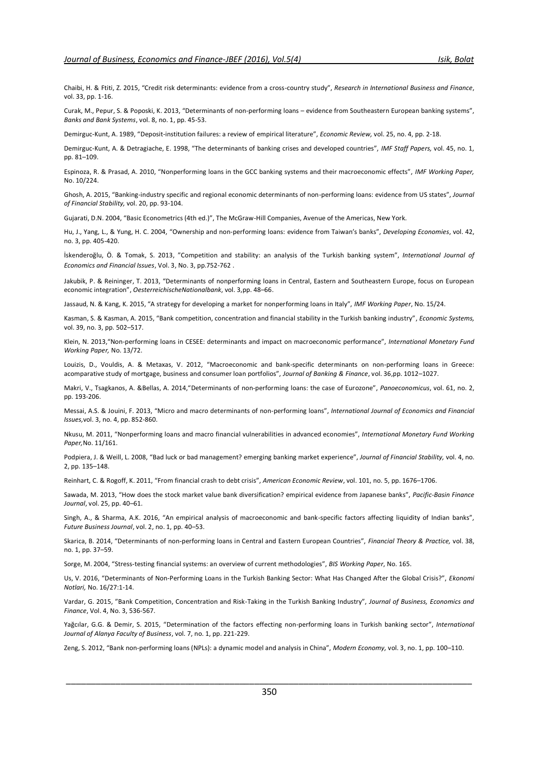Chaibi, H. & Ftiti, Z. 2015, "Credit risk determinants: evidence from a cross-country study", *Research in International Business and Finance*, vol. 33, pp. 1-16.

Curak, M., Pepur, S. & Poposki, K. 2013, "Determinants of non-performing loans – evidence from Southeastern European banking systems", *Banks and Bank Systems*, vol. 8, no. 1, pp. 45-53.

Demirguc-Kunt, A. 1989, "Deposit-institution failures: a review of empirical literature", *Economic Review,* vol. 25, no. 4, pp. 2-18.

Demirguc-Kunt, A. & Detragiache, E. 1998, "The determinants of banking crises and developed countries", *IMF Staff Papers,* vol. 45, no. 1, pp. 81–109.

Espinoza, R. & Prasad, A. 2010, "Nonperforming loans in the GCC banking systems and their macroeconomic effects", *IMF Working Paper,* No. 10/224.

Ghosh, A. 2015, "Banking-industry specific and regional economic determinants of non-performing loans: evidence from US states", *Journal of Financial Stability,* vol. 20, pp. 93-104.

Gujarati, D.N. 2004, "Basic Econometrics (4th ed.)", The McGraw-Hill Companies, Avenue of the Americas, New York.

Hu, J., Yang, L., & Yung, H. C. 2004, "Ownership and non-performing loans: evidence from Taiwan's banks", *Developing Economies*, vol. 42, no. 3, pp. 405-420.

İskenderoğlu, Ö. & Tomak, S. 2013, "Competition and stability: an analysis of the Turkish banking system", *International Journal of Economics and Financial Issues*, Vol. 3, No. 3, pp.752-762 .

Jakubik, P. & Reininger, T. 2013, "Determinants of nonperforming loans in Central, Eastern and Southeastern Europe, focus on European economic integration", *OesterreichischeNationalbank*, vol. 3,pp. 48–66.

Jassaud, N. & Kang, K. 2015, "A strategy for developing a market for nonperforming loans in Italy", *IMF Working Paper*, No. 15/24.

Kasman, S. & Kasman, A. 2015, "Bank competition, concentration and financial stability in the Turkish banking industry", *Economic Systems,* vol. 39, no. 3, pp. 502–517.

Klein, N. 2013,"Non-performing loans in CESEE: determinants and impact on macroeconomic performance", *International Monetary Fund Working Paper,* No. 13/72.

Louizis, D., Vouldis, A. & Metaxas, V. 2012, "Macroeconomic and bank-specific determinants on non-performing loans in Greece: acomparative study of mortgage, business and consumer loan portfolios", *Journal of Banking & Finance*, vol. 36,pp. 1012–1027.

Makri, V., Tsagkanos, A. &Bellas, A. 2014,"Determinants of non-performing loans: the case of Eurozone", *Panoeconomicus*, vol. 61, no. 2, pp. 193-206.

Messai, A.S. & Jouini, F. 2013, "Micro and macro determinants of non-performing loans", *International Journal of Economics and Financial Issues,*vol. 3, no. 4, pp. 852-860.

Nkusu, M. 2011, "Nonperforming loans and macro financial vulnerabilities in advanced economies", *International Monetary Fund Working Paper,*No. 11/161.

Podpiera, J. & Weill, L. 2008, "Bad luck or bad management? emerging banking market experience", *Journal of Financial Stability,* vol. 4, no. 2, pp. 135–148.

Reinhart, C. & Rogoff, K. 2011, "From financial crash to debt crisis", *American Economic Review*, vol. 101, no. 5, pp. 1676–1706.

Sawada, M. 2013, "How does the stock market value bank diversification? empirical evidence from Japanese banks", *Pacific-Basin Finance Journal*, vol. 25, pp. 40–61.

Singh, A., & Sharma, A.K. 2016, "An empirical analysis of macroeconomic and bank-specific factors affecting liquidity of Indian banks", *Future Business Journal*, vol. 2, no. 1, pp. 40–53.

Skarica, B. 2014, "Determinants of non-performing loans in Central and Eastern European Countries", *Financial Theory & Practice,* vol. 38, no. 1, pp. 37–59.

Sorge, M. 2004, "Stress-testing financial systems: an overview of current methodologies", *BIS Working Paper*, No. 165.

Us, V. 2016, "Determinants of Non-Performing Loans in the Turkish Banking Sector: What Has Changed After the Global Crisis?", *Ekonomi Notlari,* No. 16/27:1-14.

Vardar, G. 2015, "Bank Competition, Concentration and Risk-Taking in the Turkish Banking Industry", *Journal of Business, Economics and Finance*, Vol. 4, No. 3, 536-567.

Yağcılar, G.G. & Demir, S. 2015, "Determination of the factors effecting non-performing loans in Turkish banking sector", *International Journal of Alanya Faculty of Business*, vol. 7, no. 1, pp. 221-229.

Zeng, S. 2012, "Bank non-performing loans (NPLs): a dynamic model and analysis in China", *Modern Economy,* vol. 3, no. 1, pp. 100–110.